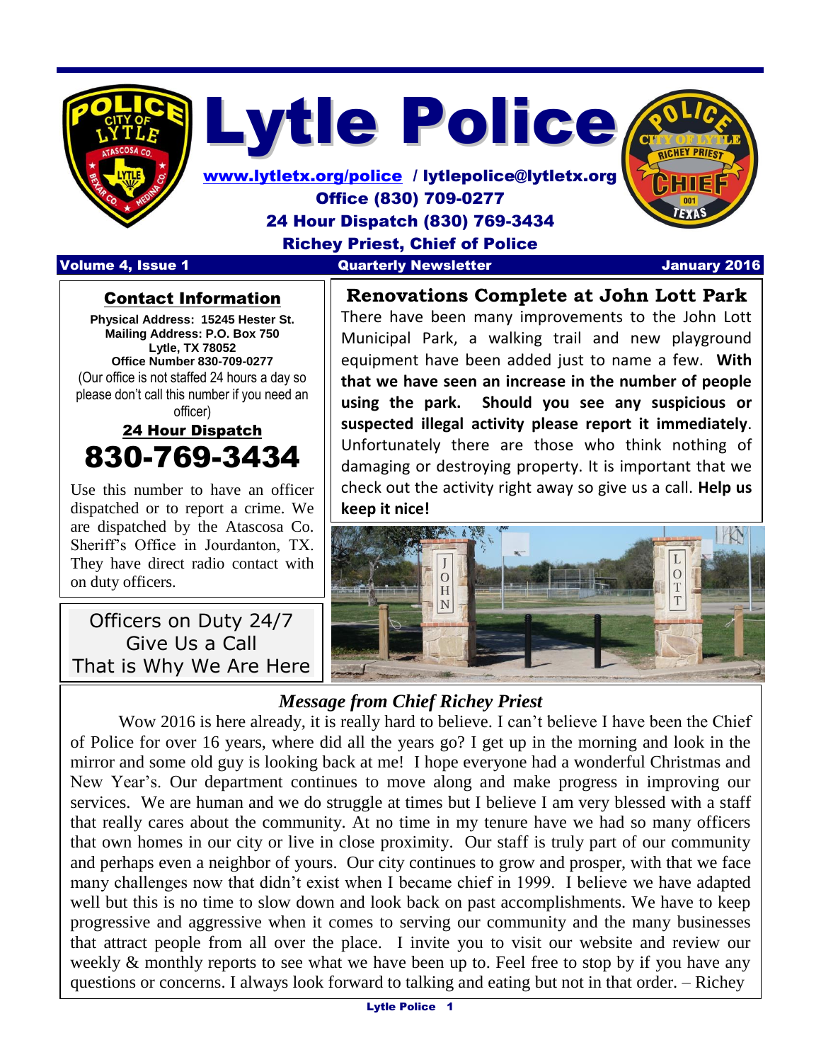# Lytle Police

www.lytletx.org/police / lytlepolice@lytletx.org
Office (830) 709-0277
24 Hour Dispatch (830) 769-3434
Richey Priest, Chief of Police

Volume 4, Issue 1 | Quarterly Newsletter | January 2016

## Contact Information

**Physical Address: 15245 Hester St.**
**Mailing Address: P.O. Box 750**
**Lytle, TX 78052**
**Office Number 830-709-0277**
(Our office is not staffed 24 hours a day so please don't call this number if you need an officer)

**24 Hour Dispatch**

# 830-769-3434

Use this number to have an officer dispatched or to report a crime. We are dispatched by the Atascosa Co. Sheriff's Office in Jourdanton, TX. They have direct radio contact with on duty officers.

Officers on Duty 24/7
Give Us a Call
That is Why We Are Here

## Renovations Complete at John Lott Park

There have been many improvements to the John Lott Municipal Park, a walking trail and new playground equipment have been added just to name a few. **With that we have seen an increase in the number of people using the park. Should you see any suspicious or suspected illegal activity please report it immediately**. Unfortunately there are those who think nothing of damaging or destroying property. It is important that we check out the activity right away so give us a call. **Help us keep it nice!**

## *Message from Chief Richey Priest*

Wow 2016 is here already, it is really hard to believe. I can't believe I have been the Chief of Police for over 16 years, where did all the years go? I get up in the morning and look in the mirror and some old guy is looking back at me! I hope everyone had a wonderful Christmas and New Year's. Our department continues to move along and make progress in improving our services. We are human and we do struggle at times but I believe I am very blessed with a staff that really cares about the community. At no time in my tenure have we had so many officers that own homes in our city or live in close proximity. Our staff is truly part of our community and perhaps even a neighbor of yours. Our city continues to grow and prosper, with that we face many challenges now that didn't exist when I became chief in 1999. I believe we have adapted well but this is no time to slow down and look back on past accomplishments. We have to keep progressive and aggressive when it comes to serving our community and the many businesses that attract people from all over the place. I invite you to visit our website and review our weekly & monthly reports to see what we have been up to. Feel free to stop by if you have any questions or concerns. I always look forward to talking and eating but not in that order. – Richey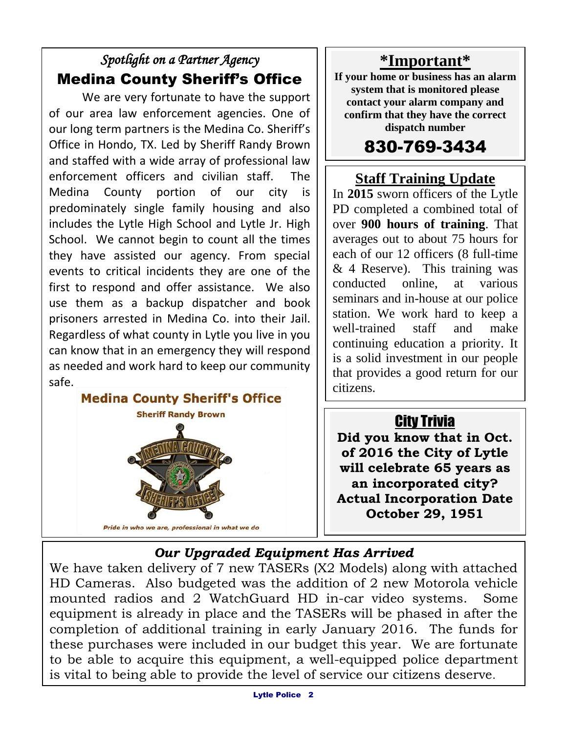*Spotlight on a Partner Agency*

## Medina County Sheriff's Office

We are very fortunate to have the support of our area law enforcement agencies. One of our long term partners is the Medina Co. Sheriff's Office in Hondo, TX. Led by Sheriff Randy Brown and staffed with a wide array of professional law enforcement officers and civilian staff. The Medina County portion of our city is predominately single family housing and also includes the Lytle High School and Lytle Jr. High School. We cannot begin to count all the times they have assisted our agency. From special events to critical incidents they are one of the first to respond and offer assistance. We also use them as a backup dispatcher and book prisoners arrested in Medina Co. into their Jail. Regardless of what county in Lytle you live in you can know that in an emergency they will respond as needed and work hard to keep our community safe.

**Medina County Sheriff's Office**

**Sheriff Randy Brown**

*Pride in who we are, professional in what we do*

## \*Important\*

**If your home or business has an alarm system that is monitored please contact your alarm company and confirm that they have the correct dispatch number**

**830-769-3434**

## Staff Training Update

In **2015** sworn officers of the Lytle PD completed a combined total of over **900 hours of training**. That averages out to about 75 hours for each of our 12 officers (8 full-time & 4 Reserve). This training was conducted online, at various seminars and in-house at our police station. We work hard to keep a well-trained staff and make continuing education a priority. It is a solid investment in our people that provides a good return for our citizens.

## City Trivia

**Did you know that in Oct. of 2016 the City of Lytle will celebrate 65 years as an incorporated city? Actual Incorporation Date October 29, 1951**

## *Our Upgraded Equipment Has Arrived*

We have taken delivery of 7 new TASERs (X2 Models) along with attached HD Cameras. Also budgeted was the addition of 2 new Motorola vehicle mounted radios and 2 WatchGuard HD in-car video systems. Some equipment is already in place and the TASERs will be phased in after the completion of additional training in early January 2016. The funds for these purchases were included in our budget this year. We are fortunate to be able to acquire this equipment, a well-equipped police department is vital to being able to provide the level of service our citizens deserve.